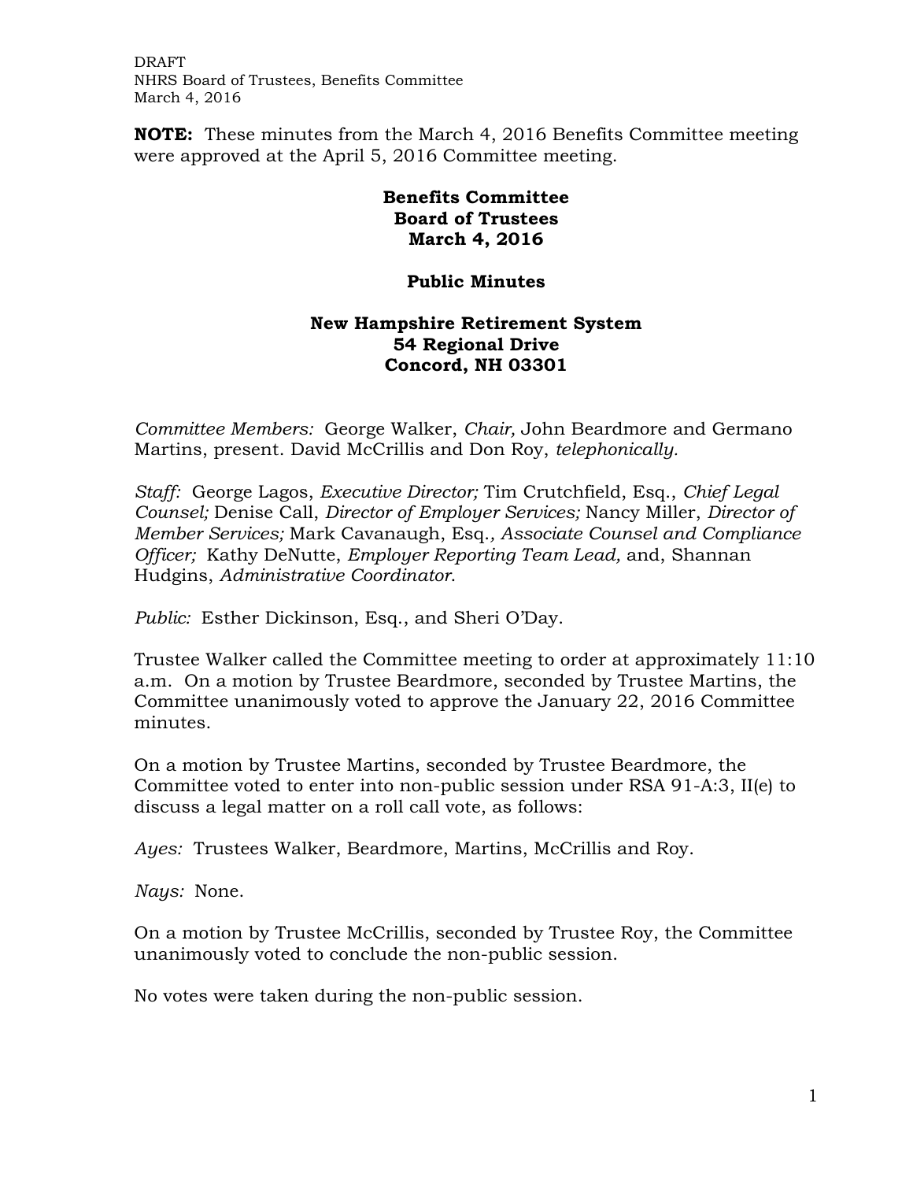**NOTE:** These minutes from the March 4, 2016 Benefits Committee meeting were approved at the April 5, 2016 Committee meeting.

# Benefits Committee
# Board of Trustees
# March 4, 2016

## Public Minutes

### New Hampshire Retirement System
### 54 Regional Drive
### Concord, NH 03301

*Committee Members:* George Walker, *Chair,* John Beardmore and Germano Martins, present. David McCrillis and Don Roy, *telephonically.*

*Staff:* George Lagos, *Executive Director;* Tim Crutchfield, Esq., *Chief Legal Counsel;* Denise Call, *Director of Employer Services;* Nancy Miller, *Director of Member Services;* Mark Cavanaugh, Esq.*, Associate Counsel and Compliance Officer;* Kathy DeNutte, *Employer Reporting Team Lead,* and, Shannan Hudgins, *Administrative Coordinator.*

*Public:* Esther Dickinson, Esq., and Sheri O'Day.

Trustee Walker called the Committee meeting to order at approximately 11:10 a.m. On a motion by Trustee Beardmore, seconded by Trustee Martins, the Committee unanimously voted to approve the January 22, 2016 Committee minutes.

On a motion by Trustee Martins, seconded by Trustee Beardmore, the Committee voted to enter into non-public session under RSA 91-A:3, II(e) to discuss a legal matter on a roll call vote, as follows:

*Ayes:* Trustees Walker, Beardmore, Martins, McCrillis and Roy.

*Nays:* None.

On a motion by Trustee McCrillis, seconded by Trustee Roy, the Committee unanimously voted to conclude the non-public session.

No votes were taken during the non-public session.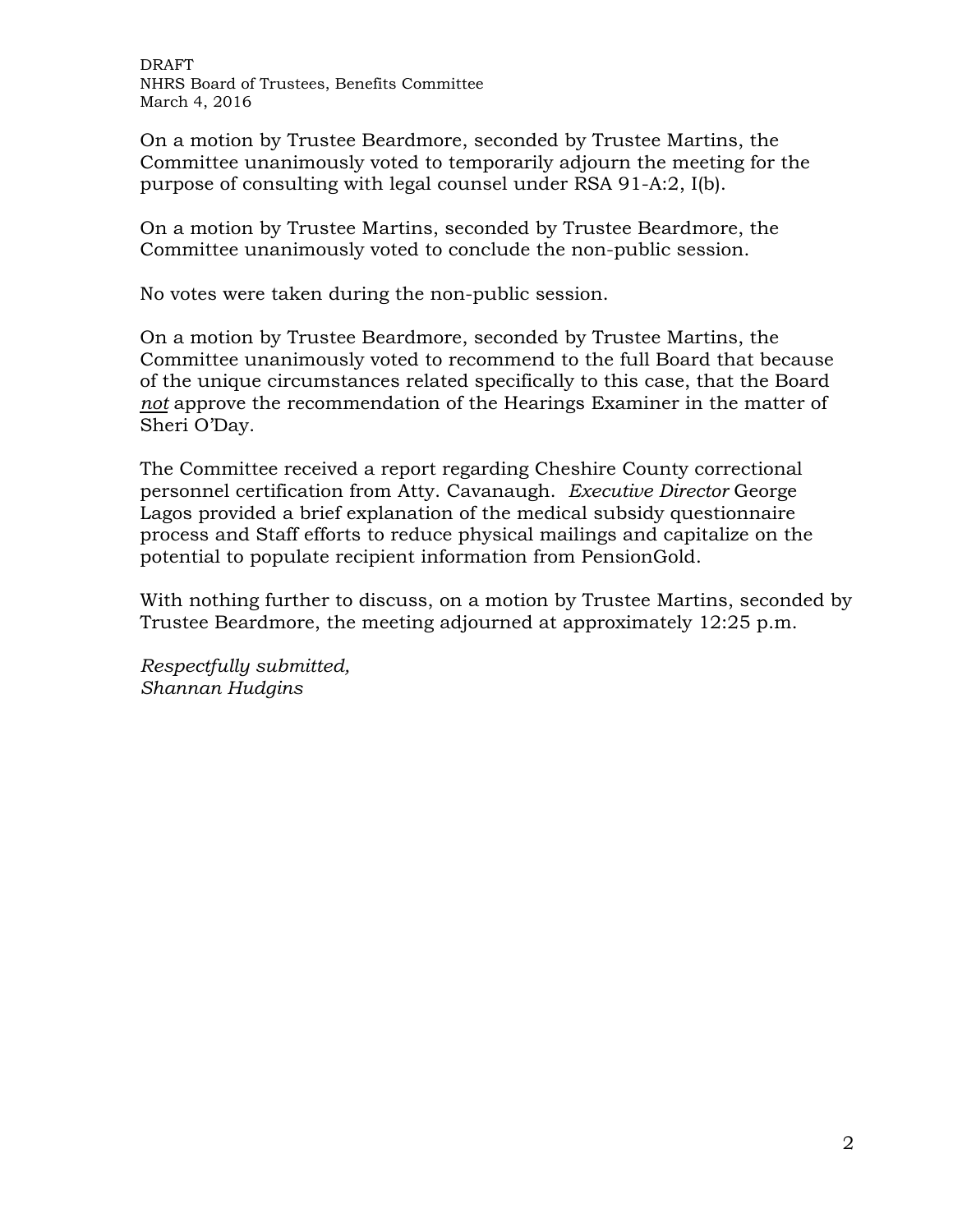On a motion by Trustee Beardmore, seconded by Trustee Martins, the Committee unanimously voted to temporarily adjourn the meeting for the purpose of consulting with legal counsel under RSA 91-A:2, I(b).

On a motion by Trustee Martins, seconded by Trustee Beardmore, the Committee unanimously voted to conclude the non-public session.

No votes were taken during the non-public session.

On a motion by Trustee Beardmore, seconded by Trustee Martins, the Committee unanimously voted to recommend to the full Board that because of the unique circumstances related specifically to this case, that the Board ***not*** approve the recommendation of the Hearings Examiner in the matter of Sheri O'Day.

The Committee received a report regarding Cheshire County correctional personnel certification from Atty. Cavanaugh. *Executive Director* George Lagos provided a brief explanation of the medical subsidy questionnaire process and Staff efforts to reduce physical mailings and capitalize on the potential to populate recipient information from PensionGold.

With nothing further to discuss, on a motion by Trustee Martins, seconded by Trustee Beardmore, the meeting adjourned at approximately 12:25 p.m.

*Respectfully submitted,*
*Shannan Hudgins*